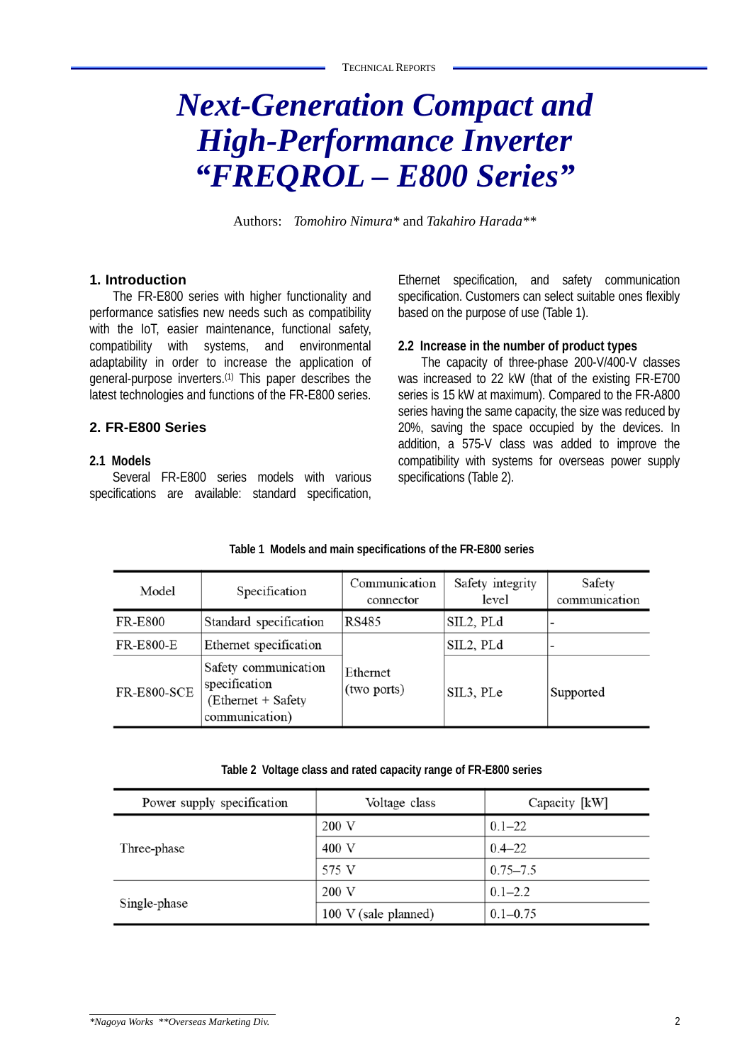# Next-Generation Compact and High-Performance Inverter "FREQROL – E800 Series"

Authors: *Tomohiro Nimura** and *Takahiro Harada***

## 1. Introduction

The FR-E800 series with higher functionality and performance satisfies new needs such as compatibility with the IoT, easier maintenance, functional safety, compatibility with systems, and environmental adaptability in order to increase the application of general-purpose inverters.[1] This paper describes the latest technologies and functions of the FR-E800 series.

## 2. FR-E800 Series

### 2.1 Models

Several FR-E800 series models with various specifications are available: standard specification, Ethernet specification, and safety communication specification. Customers can select suitable ones flexibly based on the purpose of use (Table 1).

### 2.2 Increase in the number of product types

The capacity of three-phase 200-V/400-V classes was increased to 22 kW (that of the existing FR-E700 series is 15 kW at maximum). Compared to the FR-A800 series having the same capacity, the size was reduced by 20%, saving the space occupied by the devices. In addition, a 575-V class was added to improve the compatibility with systems for overseas power supply specifications (Table 2).

**Table 1 Models and main specifications of the FR-E800 series**

| Model | Specification | Communication connector | Safety integrity level | Safety communication |
|---|---|---|---|---|
| FR-E800 | Standard specification | RS485 | SIL2, PLd | - |
| FR-E800-E | Ethernet specification | Ethernet (two ports) | SIL2, PLd | - |
| FR-E800-SCE | Safety communication specification (Ethernet + Safety communication) | | SIL3, PLe | Supported |

**Table 2 Voltage class and rated capacity range of FR-E800 series**

| Power supply specification | Voltage class | Capacity [kW] |
|---|---|---|
| Three-phase | 200 V | 0.1–22 |
| | 400 V | 0.4–22 |
| | 575 V | 0.75–7.5 |
| Single-phase | 200 V | 0.1–2.2 |
| | 100 V (sale planned) | 0.1–0.75 |

*\*Nagoya Works \*\*Overseas Marketing Div.*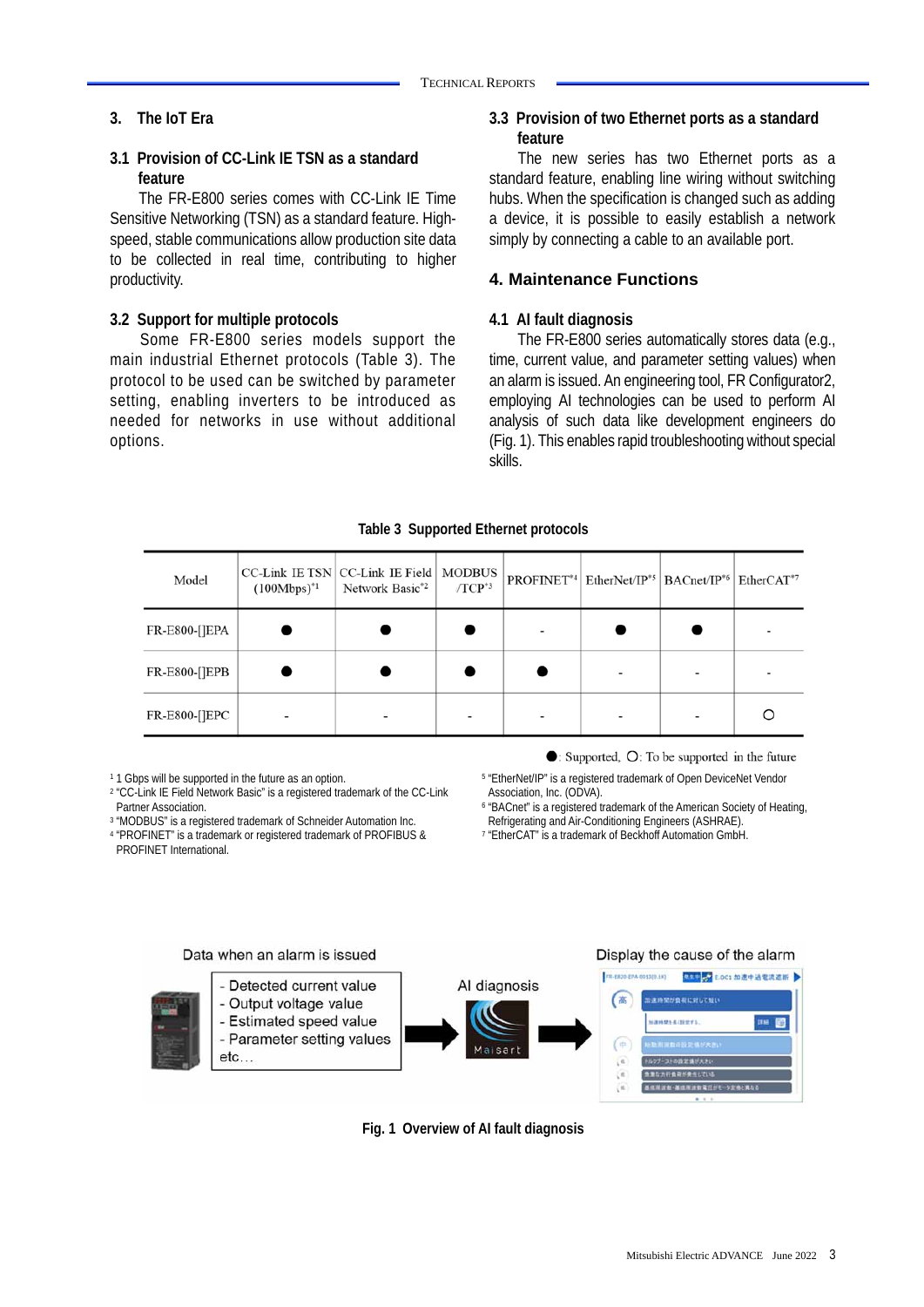## 3. The IoT Era

### 3.1 Provision of CC-Link IE TSN as a standard feature

The FR-E800 series comes with CC-Link IE Time Sensitive Networking (TSN) as a standard feature. High-speed, stable communications allow production site data to be collected in real time, contributing to higher productivity.

### 3.2 Support for multiple protocols

Some FR-E800 series models support the main industrial Ethernet protocols (Table 3). The protocol to be used can be switched by parameter setting, enabling inverters to be introduced as needed for networks in use without additional options.

### 3.3 Provision of two Ethernet ports as a standard feature

The new series has two Ethernet ports as a standard feature, enabling line wiring without switching hubs. When the specification is changed such as adding a device, it is possible to easily establish a network simply by connecting a cable to an available port.

## 4. Maintenance Functions

### 4.1 AI fault diagnosis

The FR-E800 series automatically stores data (e.g., time, current value, and parameter setting values) when an alarm is issued. An engineering tool, FR Configurator2, employing AI technologies can be used to perform AI analysis of such data like development engineers do (Fig. 1). This enables rapid troubleshooting without special skills.

**Table 3 Supported Ethernet protocols**

| Model | CC-Link IE TSN (100Mbps)[*1] | CC-Link IE Field Network Basic[*2] | MODBUS /TCP[*3] | PROFINET[*4] | EtherNet/IP[*5] | BACnet/IP[*6] | EtherCAT[*7] |
|---|---|---|---|---|---|---|---|
| FR-E800-[]EPA | ● | ● | ● | - | ● | ● | - |
| FR-E800-[]EPB | ● | ● | ● | ● | - | - | - |
| FR-E800-[]EPC | - | - | - | - | - | - | ○ |

●: Supported, ○: To be supported in the future

[1] 1 Gbps will be supported in the future as an option.
[2] "CC-Link IE Field Network Basic" is a registered trademark of the CC-Link Partner Association.
[3] "MODBUS" is a registered trademark of Schneider Automation Inc.
[4] "PROFINET" is a trademark or registered trademark of PROFIBUS & PROFINET International.
[5] "EtherNet/IP" is a registered trademark of Open DeviceNet Vendor Association, Inc. (ODVA).
[6] "BACnet" is a registered trademark of the American Society of Heating, Refrigerating and Air-Conditioning Engineers (ASHRAE).
[7] "EtherCAT" is a trademark of Beckhoff Automation GmbH.

Data when an alarm is issued

- Detected current value
- Output voltage value
- Estimated speed value
- Parameter setting values

etc…

AI diagnosis

Display the cause of the alarm

**Fig. 1 Overview of AI fault diagnosis**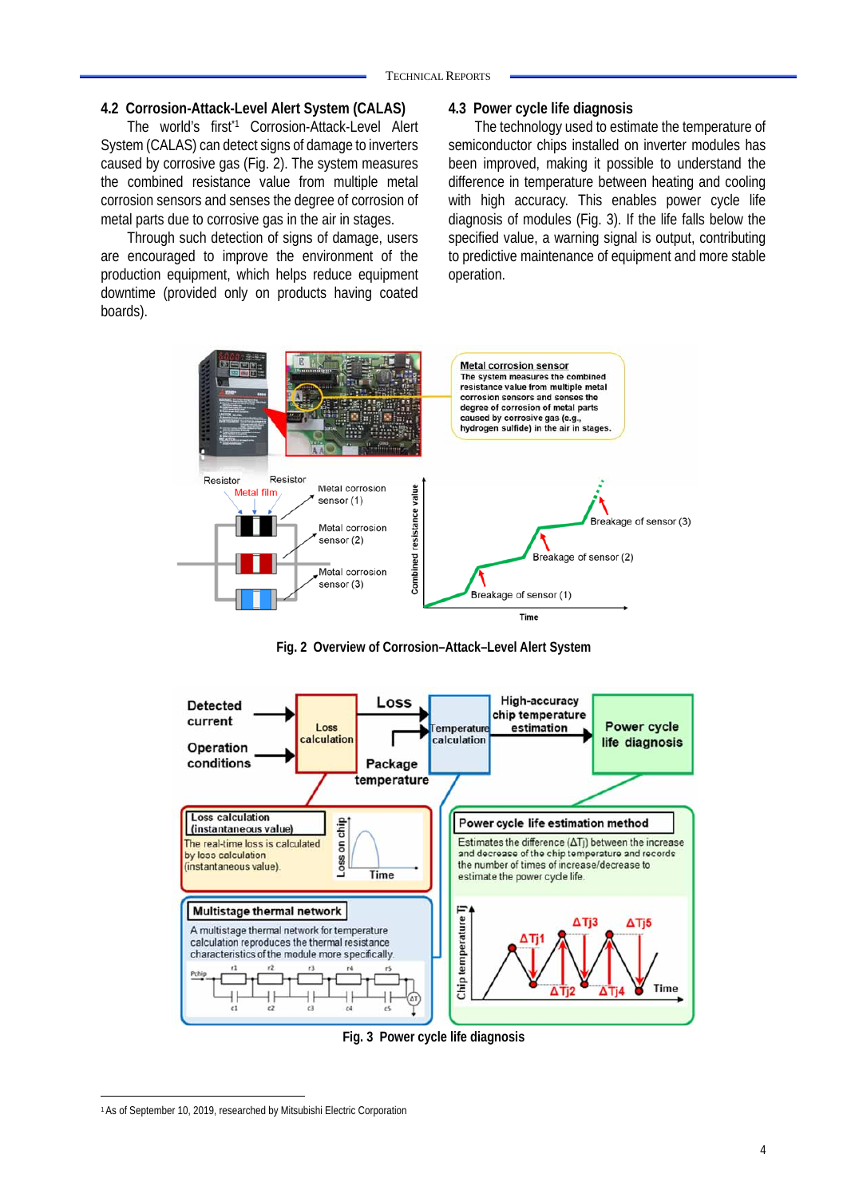## 4.2 Corrosion-Attack-Level Alert System (CALAS)

The world's first[*1] Corrosion-Attack-Level Alert System (CALAS) can detect signs of damage to inverters caused by corrosive gas (Fig. 2). The system measures the combined resistance value from multiple metal corrosion sensors and senses the degree of corrosion of metal parts due to corrosive gas in the air in stages.

Through such detection of signs of damage, users are encouraged to improve the environment of the production equipment, which helps reduce equipment downtime (provided only on products having coated boards).

## 4.3 Power cycle life diagnosis

The technology used to estimate the temperature of semiconductor chips installed on inverter modules has been improved, making it possible to understand the difference in temperature between heating and cooling with high accuracy. This enables power cycle life diagnosis of modules (Fig. 3). If the life falls below the specified value, a warning signal is output, contributing to predictive maintenance of equipment and more stable operation.

**Fig. 2 Overview of Corrosion–Attack–Level Alert System**

**Fig. 3 Power cycle life diagnosis**

---

[1] As of September 10, 2019, researched by Mitsubishi Electric Corporation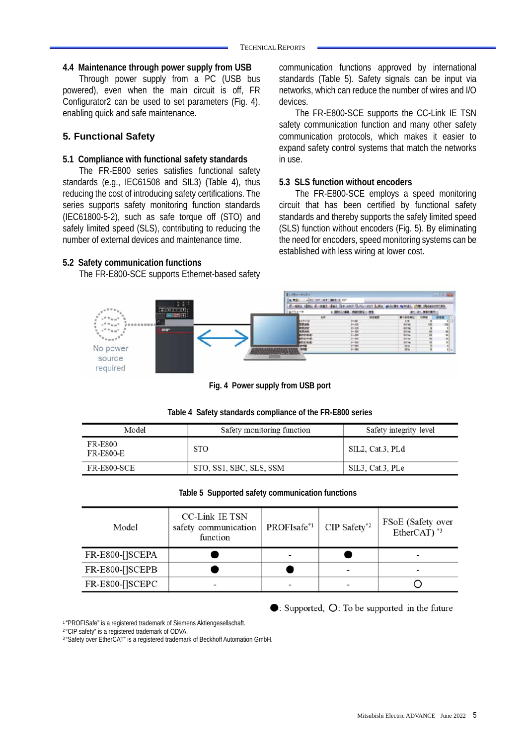### 4.4 Maintenance through power supply from USB

Through power supply from a PC (USB bus powered), even when the main circuit is off, FR Configurator2 can be used to set parameters (Fig. 4), enabling quick and safe maintenance.

## 5. Functional Safety

### 5.1 Compliance with functional safety standards

The FR-E800 series satisfies functional safety standards (e.g., IEC61508 and SIL3) (Table 4), thus reducing the cost of introducing safety certifications. The series supports safety monitoring function standards (IEC61800-5-2), such as safe torque off (STO) and safely limited speed (SLS), contributing to reducing the number of external devices and maintenance time.

### 5.2 Safety communication functions

The FR-E800-SCE supports Ethernet-based safety communication functions approved by international standards (Table 5). Safety signals can be input via networks, which can reduce the number of wires and I/O devices.

The FR-E800-SCE supports the CC-Link IE TSN safety communication function and many other safety communication protocols, which makes it easier to expand safety control systems that match the networks in use.

### 5.3 SLS function without encoders

The FR-E800-SCE employs a speed monitoring circuit that has been certified by functional safety standards and thereby supports the safely limited speed (SLS) function without encoders (Fig. 5). By eliminating the need for encoders, speed monitoring systems can be established with less wiring at lower cost.

**Fig. 4 Power supply from USB port**

**Table 4 Safety standards compliance of the FR-E800 series**

| Model | Safety monitoring function | Safety integrity level |
|---|---|---|
| FR-E800<br>FR-E800-E | STO | SIL2, Cat.3, PLd |
| FR-E800-SCE | STO, SS1, SBC, SLS, SSM | SIL3, Cat.3, PLe |

**Table 5 Supported safety communication functions**

| Model | CC-Link IE TSN safety communication function | PROFIsafe[*1] | CIP Safety[*2] | FSoE (Safety over EtherCAT) [*3] |
|---|---|---|---|---|
| FR-E800-[]SCEPA | ● | - | ● | - |
| FR-E800-[]SCEPB | ● | ● | - | - |
| FR-E800-[]SCEPC | - | - | - | ○ |

●: Supported, ○: To be supported in the future

[1] "PROFISafe" is a registered trademark of Siemens Aktiengesellschaft.
[2] "CIP safety" is a registered trademark of ODVA.
[3] "Safety over EtherCAT" is a registered trademark of Beckhoff Automation GmbH.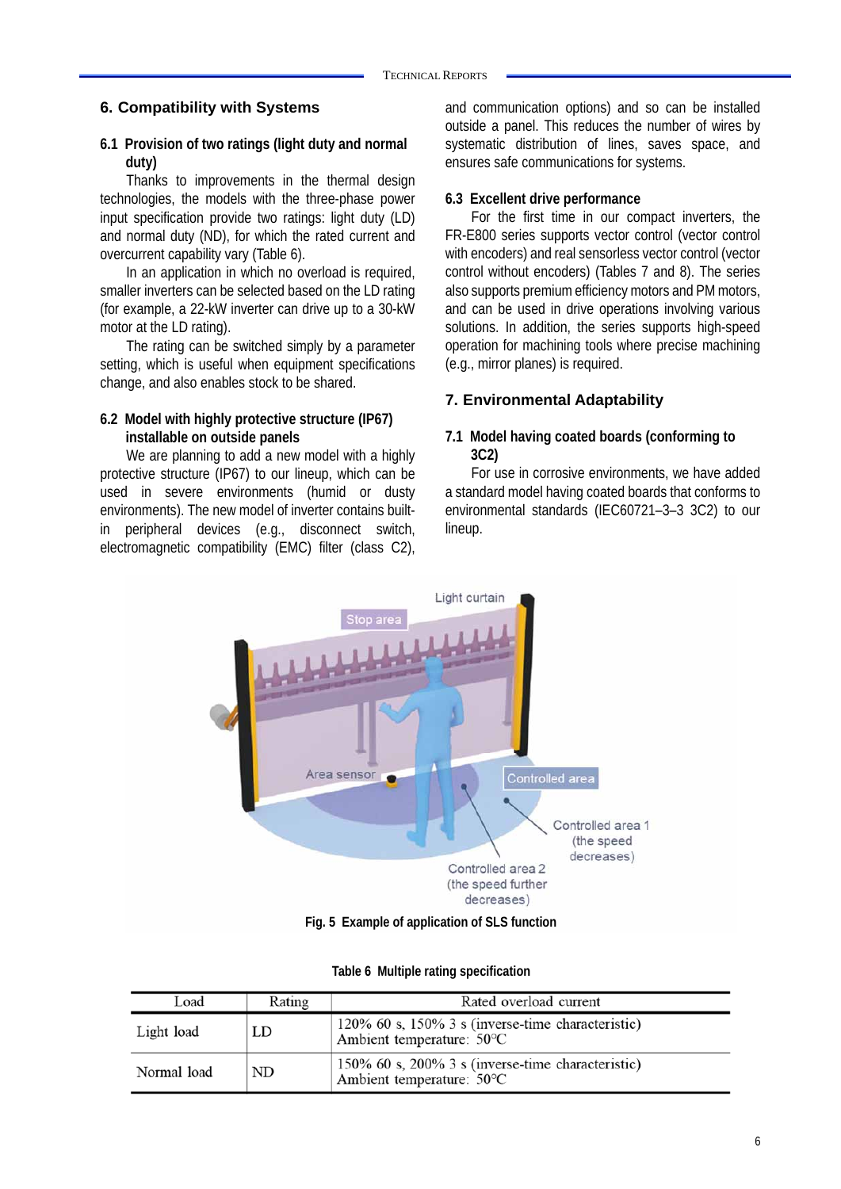## 6. Compatibility with Systems

### 6.1 Provision of two ratings (light duty and normal duty)

Thanks to improvements in the thermal design technologies, the models with the three-phase power input specification provide two ratings: light duty (LD) and normal duty (ND), for which the rated current and overcurrent capability vary (Table 6).

In an application in which no overload is required, smaller inverters can be selected based on the LD rating (for example, a 22-kW inverter can drive up to a 30-kW motor at the LD rating).

The rating can be switched simply by a parameter setting, which is useful when equipment specifications change, and also enables stock to be shared.

### 6.2 Model with highly protective structure (IP67) installable on outside panels

We are planning to add a new model with a highly protective structure (IP67) to our lineup, which can be used in severe environments (humid or dusty environments). The new model of inverter contains built-in peripheral devices (e.g., disconnect switch, electromagnetic compatibility (EMC) filter (class C2), and communication options) and so can be installed outside a panel. This reduces the number of wires by systematic distribution of lines, saves space, and ensures safe communications for systems.

### 6.3 Excellent drive performance

For the first time in our compact inverters, the FR-E800 series supports vector control (vector control with encoders) and real sensorless vector control (vector control without encoders) (Tables 7 and 8). The series also supports premium efficiency motors and PM motors, and can be used in drive operations involving various solutions. In addition, the series supports high-speed operation for machining tools where precise machining (e.g., mirror planes) is required.

## 7. Environmental Adaptability

### 7.1 Model having coated boards (conforming to 3C2)

For use in corrosive environments, we have added a standard model having coated boards that conforms to environmental standards (IEC60721–3–3 3C2) to our lineup.

Fig. 5 Example of application of SLS function

Table 6 Multiple rating specification

| Load | Rating | Rated overload current |
|---|---|---|
| Light load | LD | 120% 60 s, 150% 3 s (inverse-time characteristic)<br>Ambient temperature: 50°C |
| Normal load | ND | 150% 60 s, 200% 3 s (inverse-time characteristic)<br>Ambient temperature: 50°C |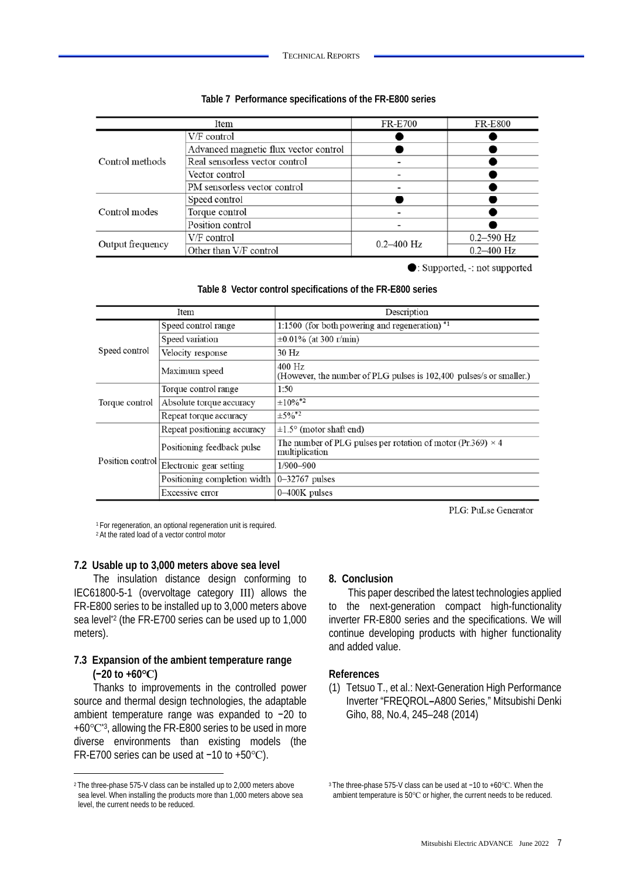Table 7 Performance specifications of the FR-E800 series

| Item | | FR-E700 | FR-E800 |
|---|---|---|---|
| Control methods | V/F control | ● | ● |
| | Advanced magnetic flux vector control | ● | ● |
| | Real sensorless vector control | - | ● |
| | Vector control | - | ● |
| | PM sensorless vector control | - | ● |
| Control modes | Speed control | ● | ● |
| | Torque control | - | ● |
| | Position control | - | ● |
| Output frequency | V/F control | 0.2–400 Hz | 0.2–590 Hz |
| | Other than V/F control | | 0.2–400 Hz |

●: Supported, -: not supported

Table 8 Vector control specifications of the FR-E800 series

| Item | | Description |
|---|---|---|
| Speed control | Speed control range | 1:1500 (for both powering and regeneration) *1 |
| | Speed variation | ±0.01% (at 300 r/min) |
| | Velocity response | 30 Hz |
| | Maximum speed | 400 Hz (However, the number of PLG pulses is 102,400 pulses/s or smaller.) |
| Torque control | Torque control range | 1:50 |
| | Absolute torque accuracy | ±10%*2 |
| | Repeat torque accuracy | ±5%*2 |
| Position control | Repeat positioning accuracy | ±1.5° (motor shaft end) |
| | Positioning feedback pulse | The number of PLG pulses per rotation of motor (Pr.369) × 4 multiplication |
| | Electronic gear setting | 1/900–900 |
| | Positioning completion width | 0–32767 pulses |
| | Excessive error | 0–400K pulses |

PLG: PuLse Generator

[1] For regeneration, an optional regeneration unit is required.
[2] At the rated load of a vector control motor

### 7.2 Usable up to 3,000 meters above sea level

The insulation distance design conforming to IEC61800-5-1 (overvoltage category III) allows the FR-E800 series to be installed up to 3,000 meters above sea level*2 (the FR-E700 series can be used up to 1,000 meters).

### 7.3 Expansion of the ambient temperature range (−20 to +60°C)

Thanks to improvements in the controlled power source and thermal design technologies, the adaptable ambient temperature range was expanded to −20 to +60°C*3, allowing the FR-E800 series to be used in more diverse environments than existing models (the FR-E700 series can be used at −10 to +50°C).

## 8. Conclusion

This paper described the latest technologies applied to the next-generation compact high-functionality inverter FR-E800 series and the specifications. We will continue developing products with higher functionality and added value.

## References

(1) Tetsuo T., et al.: Next-Generation High Performance Inverter "FREQROL–A800 Series," Mitsubishi Denki Giho, 88, No.4, 245–248 (2014)

[2] The three-phase 575-V class can be installed up to 2,000 meters above sea level. When installing the products more than 1,000 meters above sea level, the current needs to be reduced.

[3] The three-phase 575-V class can be used at −10 to +60°C. When the ambient temperature is 50°C or higher, the current needs to be reduced.